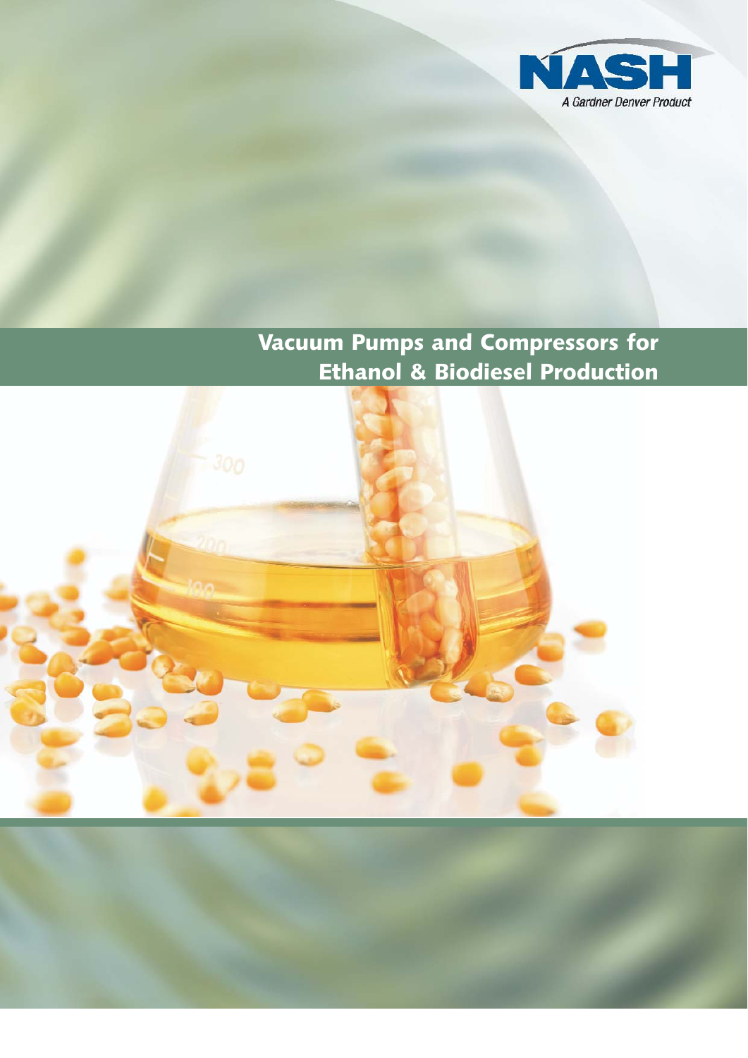NASH

A Gardner Denver Product

# Vacuum Pumps and Compressors for Ethanol & Biodiesel Production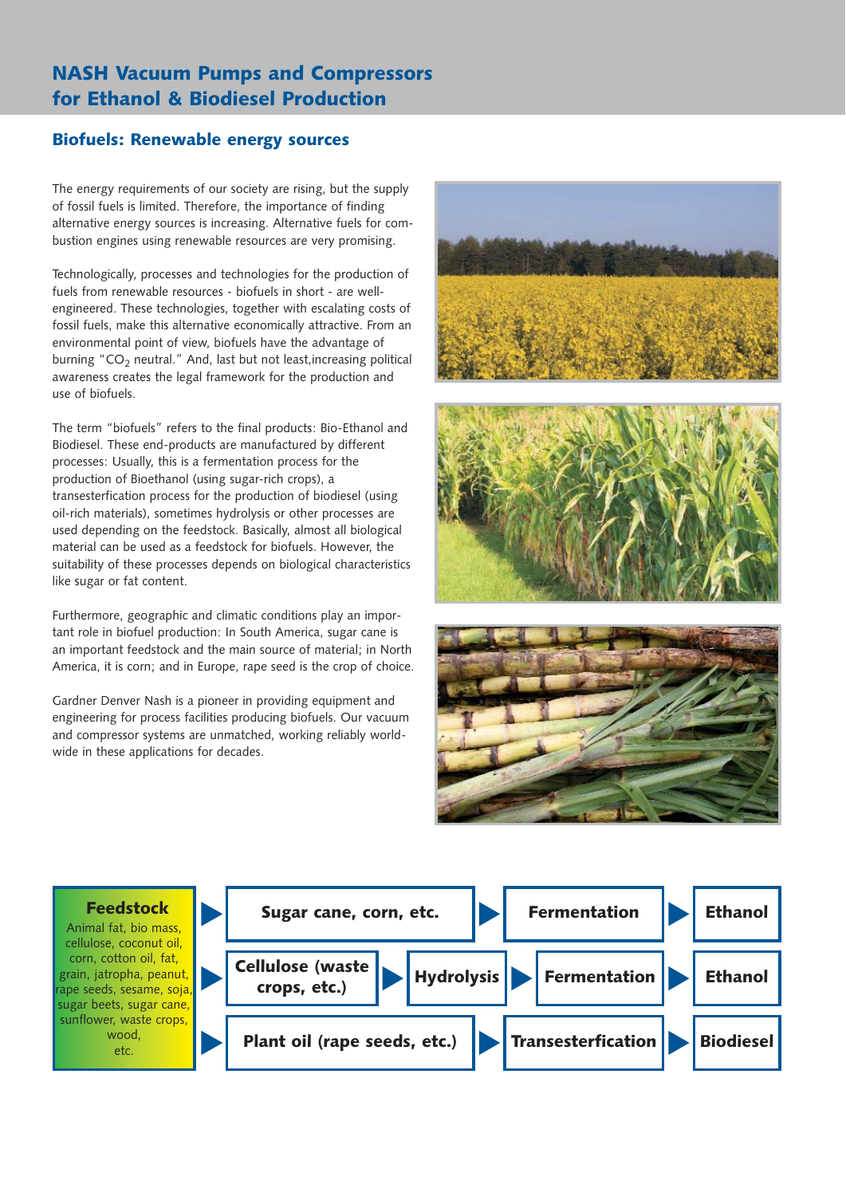# NASH Vacuum Pumps and Compressors for Ethanol & Biodiesel Production

## Biofuels: Renewable energy sources

The energy requirements of our society are rising, but the supply of fossil fuels is limited. Therefore, the importance of finding alternative energy sources is increasing. Alternative fuels for combustion engines using renewable resources are very promising.

Technologically, processes and technologies for the production of fuels from renewable resources - biofuels in short - are well-engineered. These technologies, together with escalating costs of fossil fuels, make this alternative economically attractive. From an environmental point of view, biofuels have the advantage of burning "$CO_2$ neutral." And, last but not least,increasing political awareness creates the legal framework for the production and use of biofuels.

The term "biofuels" refers to the final products: Bio-Ethanol and Biodiesel. These end-products are manufactured by different processes: Usually, this is a fermentation process for the production of Bioethanol (using sugar-rich crops), a transesterfication process for the production of biodiesel (using oil-rich materials), sometimes hydrolysis or other processes are used depending on the feedstock. Basically, almost all biological material can be used as a feedstock for biofuels. However, the suitability of these processes depends on biological characteristics like sugar or fat content.

Furthermore, geographic and climatic conditions play an important role in biofuel production: In South America, sugar cane is an important feedstock and the main source of material; in North America, it is corn; and in Europe, rape seed is the crop of choice.

Gardner Denver Nash is a pioneer in providing equipment and engineering for process facilities producing biofuels. Our vacuum and compressor systems are unmatched, working reliably world-wide in these applications for decades.

**Feedstock**

Animal fat, bio mass, cellulose, coconut oil, corn, cotton oil, fat, grain, jatropha, peanut, rape seeds, sesame, soja, sugar beets, sugar cane, sunflower, waste crops, wood, etc.

- **Sugar cane, corn, etc.** → **Fermentation** → **Ethanol**
- **Cellulose (waste crops, etc.)** → **Hydrolysis** → **Fermentation** → **Ethanol**
- **Plant oil (rape seeds, etc.)** → **Transesterfication** → **Biodiesel**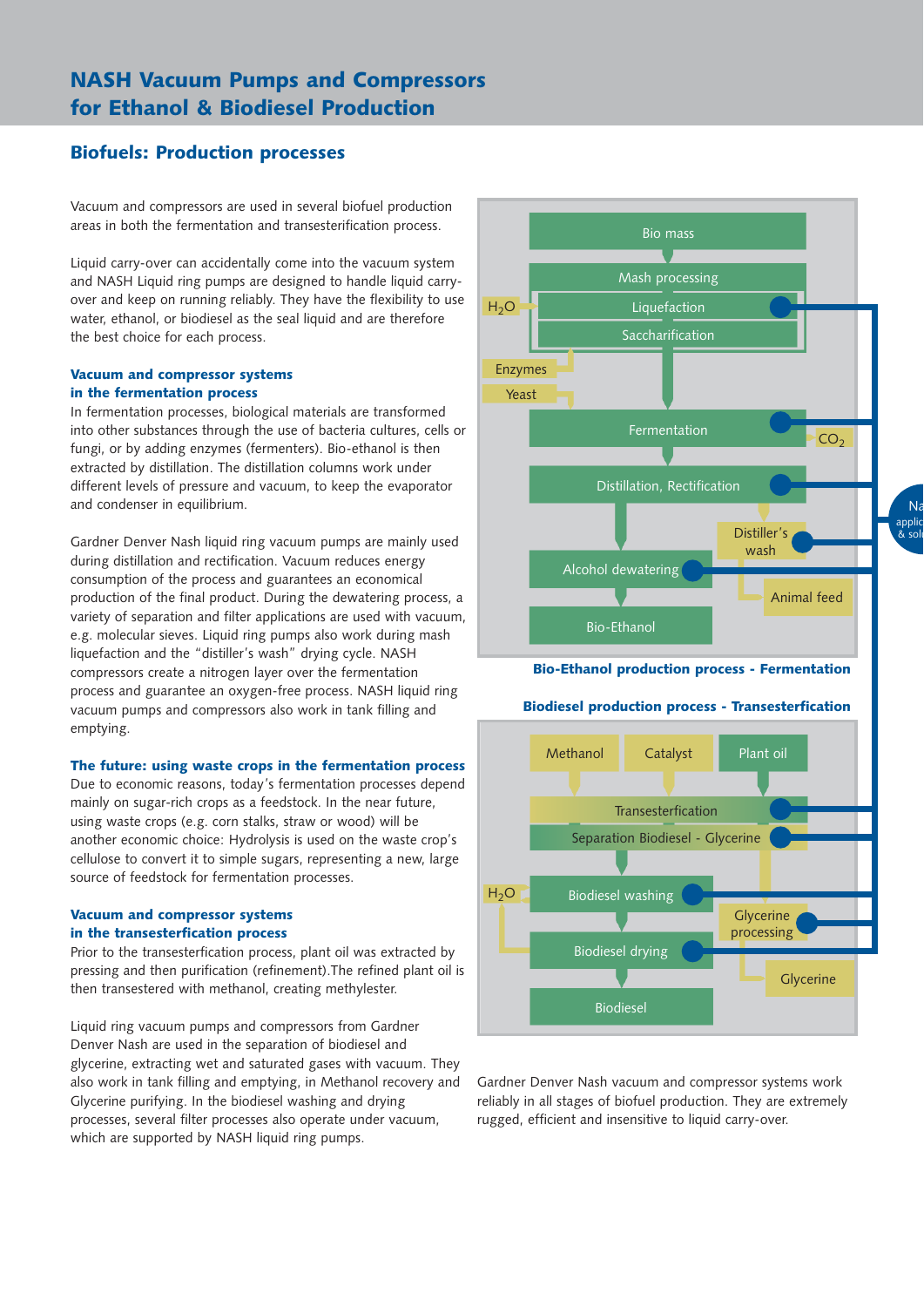# NASH Vacuum Pumps and Compressors for Ethanol & Biodiesel Production

## Biofuels: Production processes

Vacuum and compressors are used in several biofuel production areas in both the fermentation and transesterification process.

Liquid carry-over can accidentally come into the vacuum system and NASH Liquid ring pumps are designed to handle liquid carry-over and keep on running reliably. They have the flexibility to use water, ethanol, or biodiesel as the seal liquid and are therefore the best choice for each process.

### Vacuum and compressor systems in the fermentation process

In fermentation processes, biological materials are transformed into other substances through the use of bacteria cultures, cells or fungi, or by adding enzymes (fermenters). Bio-ethanol is then extracted by distillation. The distillation columns work under different levels of pressure and vacuum, to keep the evaporator and condenser in equilibrium.

Gardner Denver Nash liquid ring vacuum pumps are mainly used during distillation and rectification. Vacuum reduces energy consumption of the process and guarantees an economical production of the final product. During the dewatering process, a variety of separation and filter applications are used with vacuum, e.g. molecular sieves. Liquid ring pumps also work during mash liquefaction and the "distiller's wash" drying cycle. NASH compressors create a nitrogen layer over the fermentation process and guarantee an oxygen-free process. NASH liquid ring vacuum pumps and compressors also work in tank filling and emptying.

### The future: using waste crops in the fermentation process

Due to economic reasons, today's fermentation processes depend mainly on sugar-rich crops as a feedstock. In the near future, using waste crops (e.g. corn stalks, straw or wood) will be another economic choice: Hydrolysis is used on the waste crop's cellulose to convert it to simple sugars, representing a new, large source of feedstock for fermentation processes.

### Vacuum and compressor systems in the transesterfication process

Prior to the transesterfication process, plant oil was extracted by pressing and then purification (refinement).The refined plant oil is then transestered with methanol, creating methylester.

Liquid ring vacuum pumps and compressors from Gardner Denver Nash are used in the separation of biodiesel and glycerine, extracting wet and saturated gases with vacuum. They also work in tank filling and emptying, in Methanol recovery and Glycerine purifying. In the biodiesel washing and drying processes, several filter processes also operate under vacuum, which are supported by NASH liquid ring pumps.

Bio mass → Mash processing ($H_2O$; Liquefaction; Saccharification) → Enzymes, Yeast → Fermentation ($CO_2$) → Distillation, Rectification → Alcohol dewatering / Distiller's wash → Animal feed → Bio-Ethanol

**Bio-Ethanol production process - Fermentation**

**Biodiesel production process - Transesterfication**

Methanol, Catalyst, Plant oil → Transesterfication → Separation Biodiesel - Glycerine → Biodiesel washing ($H_2O$) / Glycerine processing → Biodiesel drying / Glycerine → Biodiesel

Gardner Denver Nash vacuum and compressor systems work reliably in all stages of biofuel production. They are extremely rugged, efficient and insensitive to liquid carry-over.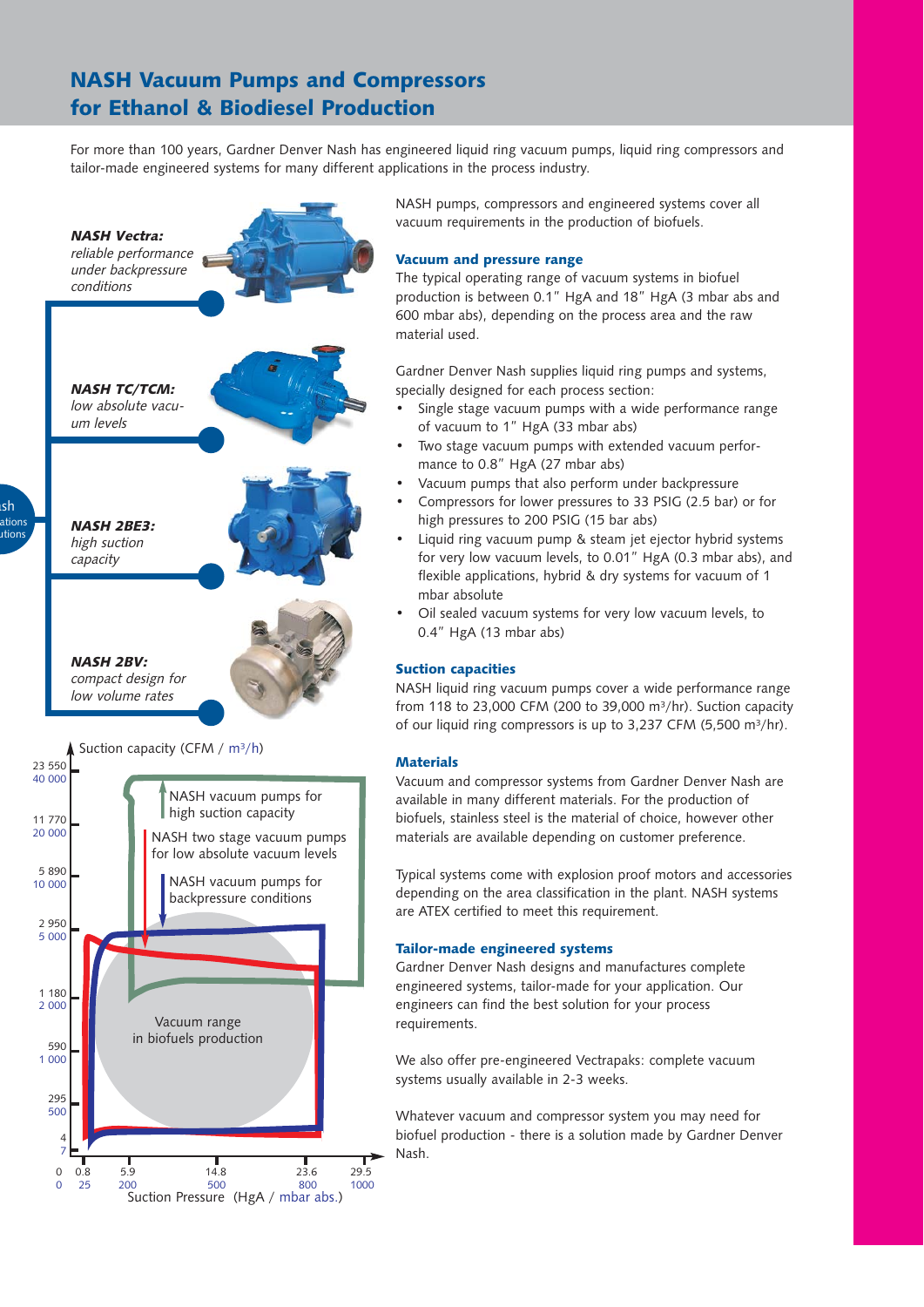# NASH Vacuum Pumps and Compressors for Ethanol & Biodiesel Production

For more than 100 years, Gardner Denver Nash has engineered liquid ring vacuum pumps, liquid ring compressors and tailor-made engineered systems for many different applications in the process industry.

***NASH Vectra:*** *reliable performance under backpressure conditions*

***NASH TC/TCM:*** *low absolute vacuum levels*

***NASH 2BE3:*** *high suction capacity*

***NASH 2BV:*** *compact design for low volume rates*

Suction capacity (CFM / m³/h)

- NASH vacuum pumps for high suction capacity
- NASH two stage vacuum pumps for low absolute vacuum levels
- NASH vacuum pumps for backpressure conditions

Vacuum range in biofuels production

| Suction capacity (CFM) | Suction capacity (m³/h) |
|---|---|
| 23 550 | 40 000 |
| 11 770 | 20 000 |
| 5 890 | 10 000 |
| 2 950 | 5 000 |
| 1 180 | 2 000 |
| 590 | 1 000 |
| 295 | 500 |
| 4 | 7 |
| 0 | 0 |

| Suction Pressure (HgA) | 0 | 0.8 | 5.9 | 14.8 | 23.6 | 29.5 |
|---|---|---|---|---|---|---|
| Suction Pressure (mbar abs.) | 0 | 25 | 200 | 500 | 800 | 1000 |

Suction Pressure (HgA / mbar abs.)

NASH pumps, compressors and engineered systems cover all vacuum requirements in the production of biofuels.

### Vacuum and pressure range

The typical operating range of vacuum systems in biofuel production is between 0.1" HgA and 18" HgA (3 mbar abs and 600 mbar abs), depending on the process area and the raw material used.

Gardner Denver Nash supplies liquid ring pumps and systems, specially designed for each process section:

- Single stage vacuum pumps with a wide performance range of vacuum to 1" HgA (33 mbar abs)
- Two stage vacuum pumps with extended vacuum performance to 0.8" HgA (27 mbar abs)
- Vacuum pumps that also perform under backpressure
- Compressors for lower pressures to 33 PSIG (2.5 bar) or for high pressures to 200 PSIG (15 bar abs)
- Liquid ring vacuum pump & steam jet ejector hybrid systems for very low vacuum levels, to 0.01" HgA (0.3 mbar abs), and flexible applications, hybrid & dry systems for vacuum of 1 mbar absolute
- Oil sealed vacuum systems for very low vacuum levels, to 0.4" HgA (13 mbar abs)

### Suction capacities

NASH liquid ring vacuum pumps cover a wide performance range from 118 to 23,000 CFM (200 to 39,000 m³/hr). Suction capacity of our liquid ring compressors is up to 3,237 CFM (5,500 m³/hr).

### Materials

Vacuum and compressor systems from Gardner Denver Nash are available in many different materials. For the production of biofuels, stainless steel is the material of choice, however other materials are available depending on customer preference.

Typical systems come with explosion proof motors and accessories depending on the area classification in the plant. NASH systems are ATEX certified to meet this requirement.

### Tailor-made engineered systems

Gardner Denver Nash designs and manufactures complete engineered systems, tailor-made for your application. Our engineers can find the best solution for your process requirements.

We also offer pre-engineered Vectrapaks: complete vacuum systems usually available in 2-3 weeks.

Whatever vacuum and compressor system you may need for biofuel production - there is a solution made by Gardner Denver Nash.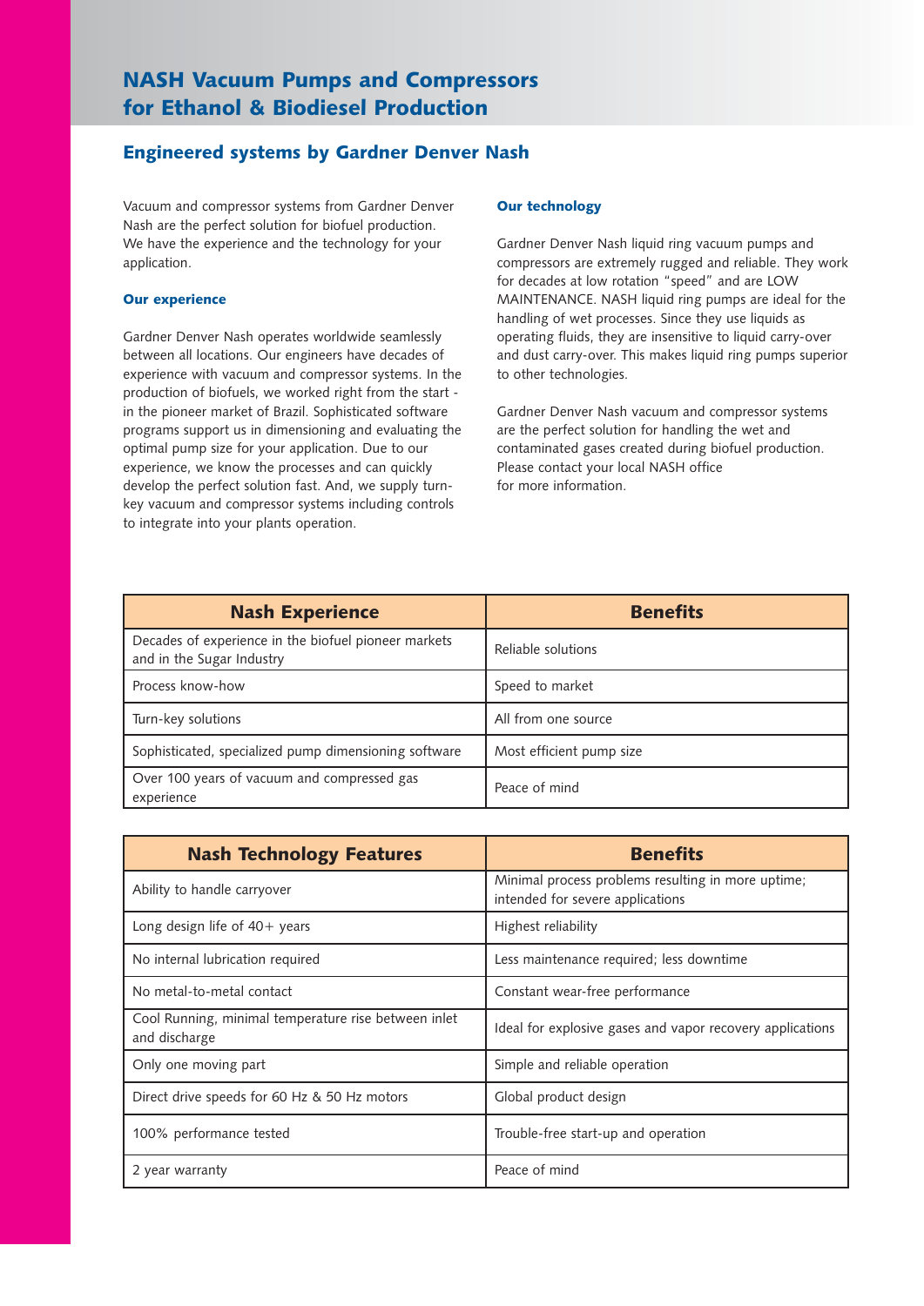# NASH Vacuum Pumps and Compressors for Ethanol & Biodiesel Production

## Engineered systems by Gardner Denver Nash

Vacuum and compressor systems from Gardner Denver Nash are the perfect solution for biofuel production. We have the experience and the technology for your application.

### Our experience

Gardner Denver Nash operates worldwide seamlessly between all locations. Our engineers have decades of experience with vacuum and compressor systems. In the production of biofuels, we worked right from the start - in the pioneer market of Brazil. Sophisticated software programs support us in dimensioning and evaluating the optimal pump size for your application. Due to our experience, we know the processes and can quickly develop the perfect solution fast. And, we supply turn-key vacuum and compressor systems including controls to integrate into your plants operation.

### Our technology

Gardner Denver Nash liquid ring vacuum pumps and compressors are extremely rugged and reliable. They work for decades at low rotation "speed" and are LOW MAINTENANCE. NASH liquid ring pumps are ideal for the handling of wet processes. Since they use liquids as operating fluids, they are insensitive to liquid carry-over and dust carry-over. This makes liquid ring pumps superior to other technologies.

Gardner Denver Nash vacuum and compressor systems are the perfect solution for handling the wet and contaminated gases created during biofuel production. Please contact your local NASH office for more information.

| Nash Experience | Benefits |
|---|---|
| Decades of experience in the biofuel pioneer markets and in the Sugar Industry | Reliable solutions |
| Process know-how | Speed to market |
| Turn-key solutions | All from one source |
| Sophisticated, specialized pump dimensioning software | Most efficient pump size |
| Over 100 years of vacuum and compressed gas experience | Peace of mind |

| Nash Technology Features | Benefits |
|---|---|
| Ability to handle carryover | Minimal process problems resulting in more uptime; intended for severe applications |
| Long design life of 40+ years | Highest reliability |
| No internal lubrication required | Less maintenance required; less downtime |
| No metal-to-metal contact | Constant wear-free performance |
| Cool Running, minimal temperature rise between inlet and discharge | Ideal for explosive gases and vapor recovery applications |
| Only one moving part | Simple and reliable operation |
| Direct drive speeds for 60 Hz & 50 Hz motors | Global product design |
| 100% performance tested | Trouble-free start-up and operation |
| 2 year warranty | Peace of mind |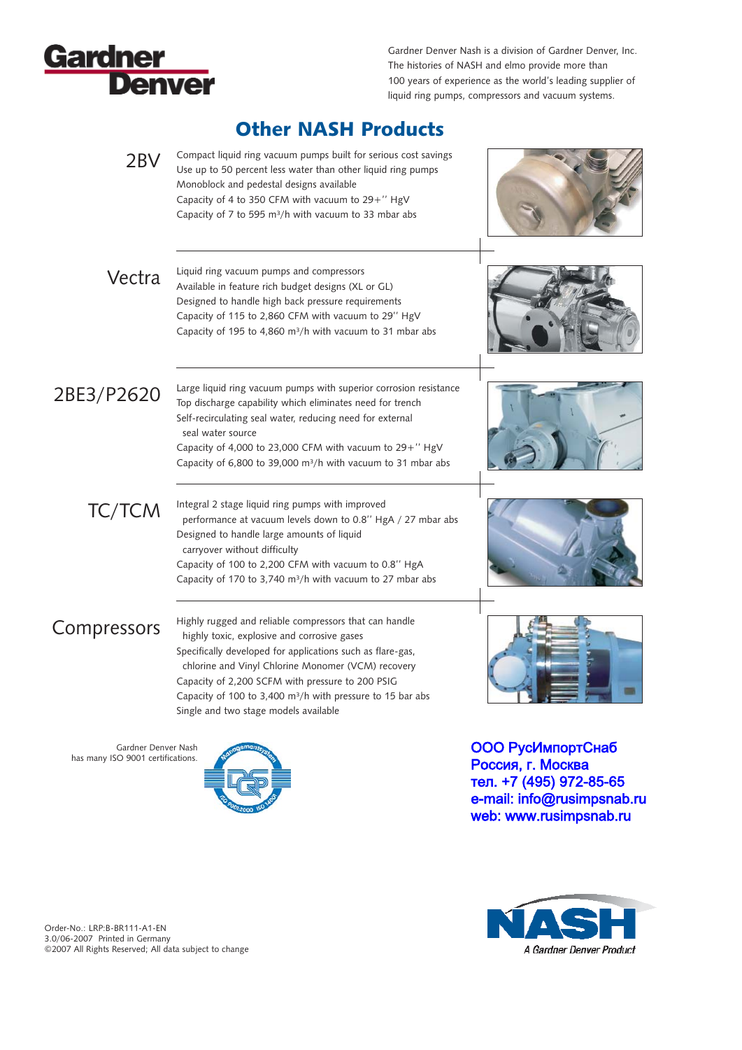Gardner Denver

Gardner Denver Nash is a division of Gardner Denver, Inc. The histories of NASH and elmo provide more than 100 years of experience as the world's leading supplier of liquid ring pumps, compressors and vacuum systems.

# Other NASH Products

## 2BV

- Compact liquid ring vacuum pumps built for serious cost savings
- Use up to 50 percent less water than other liquid ring pumps
- Monoblock and pedestal designs available
- Capacity of 4 to 350 CFM with vacuum to 29+'' HgV
- Capacity of 7 to 595 m³/h with vacuum to 33 mbar abs

## Vectra

- Liquid ring vacuum pumps and compressors
- Available in feature rich budget designs (XL or GL)
- Designed to handle high back pressure requirements
- Capacity of 115 to 2,860 CFM with vacuum to 29'' HgV
- Capacity of 195 to 4,860 m³/h with vacuum to 31 mbar abs

## 2BE3/P2620

- Large liquid ring vacuum pumps with superior corrosion resistance
- Top discharge capability which eliminates need for trench
- Self-recirculating seal water, reducing need for external seal water source
- Capacity of 4,000 to 23,000 CFM with vacuum to 29+'' HgV
- Capacity of 6,800 to 39,000 m³/h with vacuum to 31 mbar abs

## TC/TCM

- Integral 2 stage liquid ring pumps with improved performance at vacuum levels down to 0.8'' HgA / 27 mbar abs
- Designed to handle large amounts of liquid carryover without difficulty
- Capacity of 100 to 2,200 CFM with vacuum to 0.8'' HgA
- Capacity of 170 to 3,740 m³/h with vacuum to 27 mbar abs

## Compressors

- Highly rugged and reliable compressors that can handle highly toxic, explosive and corrosive gases
- Specifically developed for applications such as flare-gas, chlorine and Vinyl Chlorine Monomer (VCM) recovery
- Capacity of 2,200 SCFM with pressure to 200 PSIG
- Capacity of 100 to 3,400 m³/h with pressure to 15 bar abs
- Single and two stage models available

Gardner Denver Nash has many ISO 9001 certifications.

Managementsystem DQS ISO 9001:2000 ISO 14001

**ООО РусИмпортСнаб**
**Россия, г. Москва**
**тел. +7 (495) 972-85-65**
**e-mail: info@rusimpsnab.ru**
**web: www.rusimpsnab.ru**

Order-No.: LRP:B-BR111-A1-EN
3.0/06-2007 Printed in Germany
©2007 All Rights Reserved; All data subject to change

NASH
*A Gardner Denver Product*